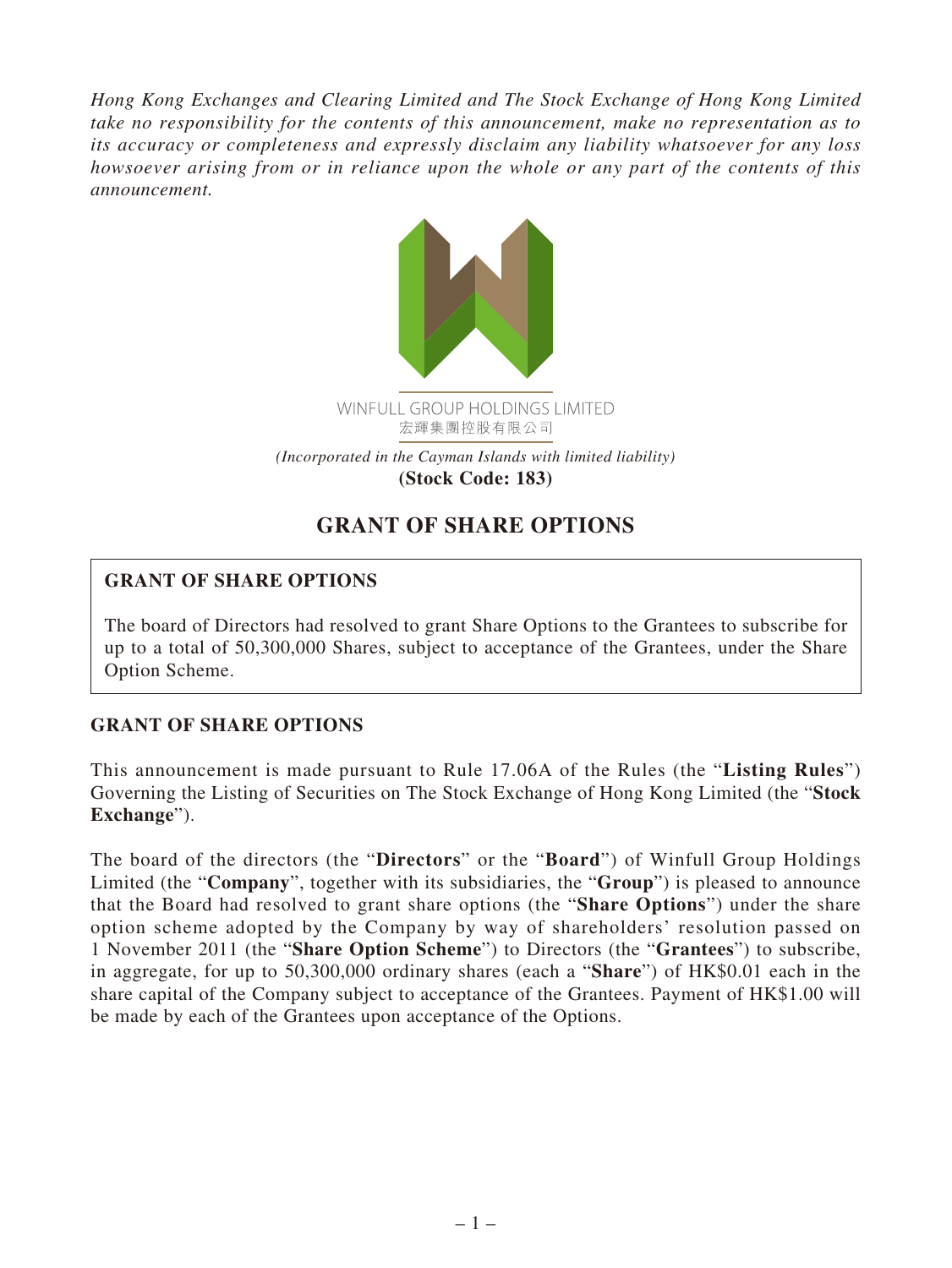*Hong Kong Exchanges and Clearing Limited and The Stock Exchange of Hong Kong Limited take no responsibility for the contents of this announcement, make no representation as to its accuracy or completeness and expressly disclaim any liability whatsoever for any loss howsoever arising from or in reliance upon the whole or any part of the contents of this announcement.*

WINFULL GROUP HOLDINGS LIMITED
宏輝集團控股有限公司

*(Incorporated in the Cayman Islands with limited liability)*
**(Stock Code: 183)**

# GRANT OF SHARE OPTIONS

**GRANT OF SHARE OPTIONS**

The board of Directors had resolved to grant Share Options to the Grantees to subscribe for up to a total of 50,300,000 Shares, subject to acceptance of the Grantees, under the Share Option Scheme.

## GRANT OF SHARE OPTIONS

This announcement is made pursuant to Rule 17.06A of the Rules (the "**Listing Rules**") Governing the Listing of Securities on The Stock Exchange of Hong Kong Limited (the "**Stock Exchange**").

The board of the directors (the "**Directors**" or the "**Board**") of Winfull Group Holdings Limited (the "**Company**", together with its subsidiaries, the "**Group**") is pleased to announce that the Board had resolved to grant share options (the "**Share Options**") under the share option scheme adopted by the Company by way of shareholders' resolution passed on 1 November 2011 (the "**Share Option Scheme**") to Directors (the "**Grantees**") to subscribe, in aggregate, for up to 50,300,000 ordinary shares (each a "**Share**") of HK$0.01 each in the share capital of the Company subject to acceptance of the Grantees. Payment of HK$1.00 will be made by each of the Grantees upon acceptance of the Options.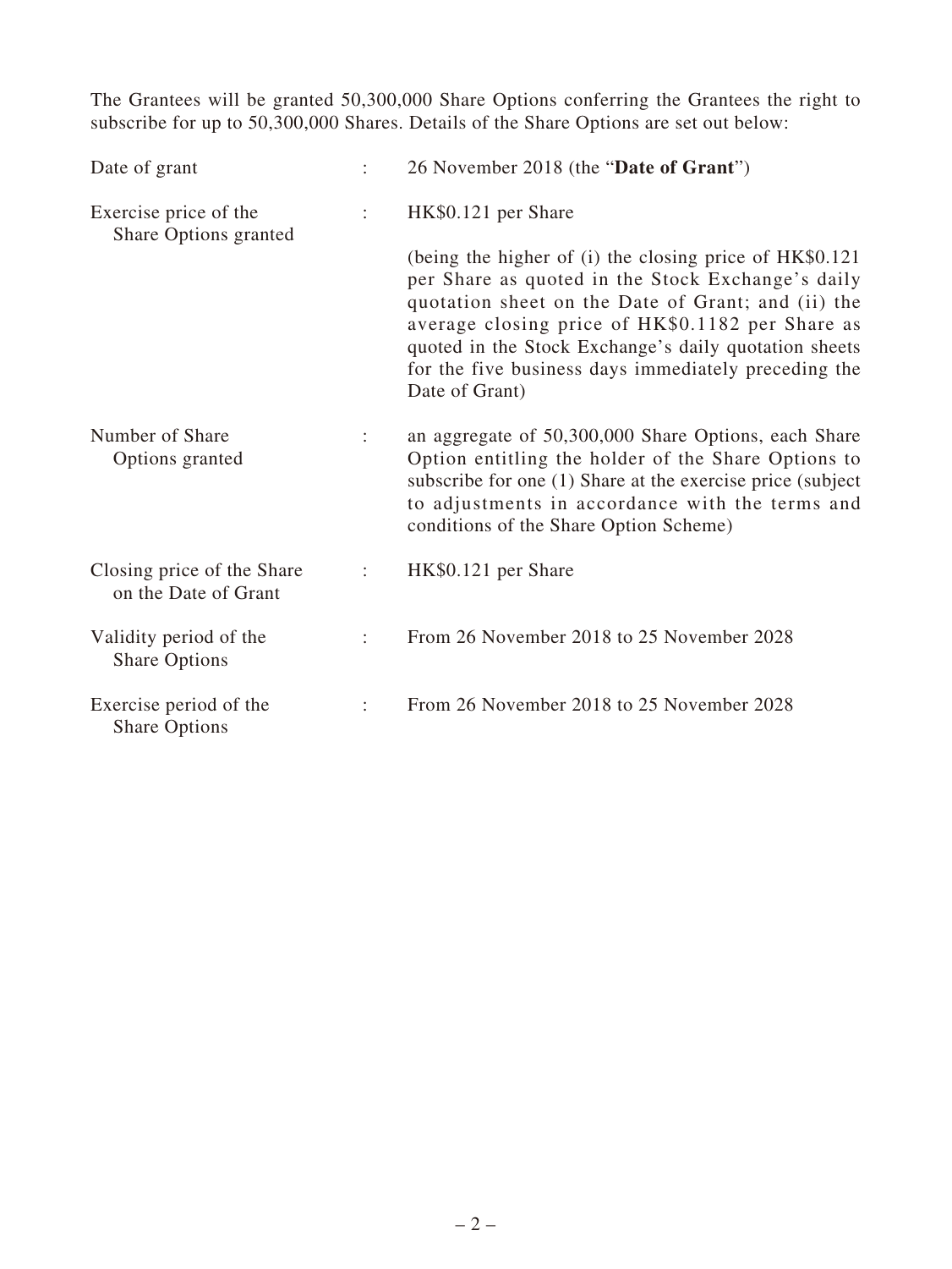The Grantees will be granted 50,300,000 Share Options conferring the Grantees the right to subscribe for up to 50,300,000 Shares. Details of the Share Options are set out below:

| | | |
|---|---|---|
| Date of grant | : | 26 November 2018 (the "**Date of Grant**") |
| Exercise price of the Share Options granted | : | HK$0.121 per Share<br><br>(being the higher of (i) the closing price of HK$0.121 per Share as quoted in the Stock Exchange's daily quotation sheet on the Date of Grant; and (ii) the average closing price of HK$0.1182 per Share as quoted in the Stock Exchange's daily quotation sheets for the five business days immediately preceding the Date of Grant) |
| Number of Share Options granted | : | an aggregate of 50,300,000 Share Options, each Share Option entitling the holder of the Share Options to subscribe for one (1) Share at the exercise price (subject to adjustments in accordance with the terms and conditions of the Share Option Scheme) |
| Closing price of the Share on the Date of Grant | : | HK$0.121 per Share |
| Validity period of the Share Options | : | From 26 November 2018 to 25 November 2028 |
| Exercise period of the Share Options | : | From 26 November 2018 to 25 November 2028 |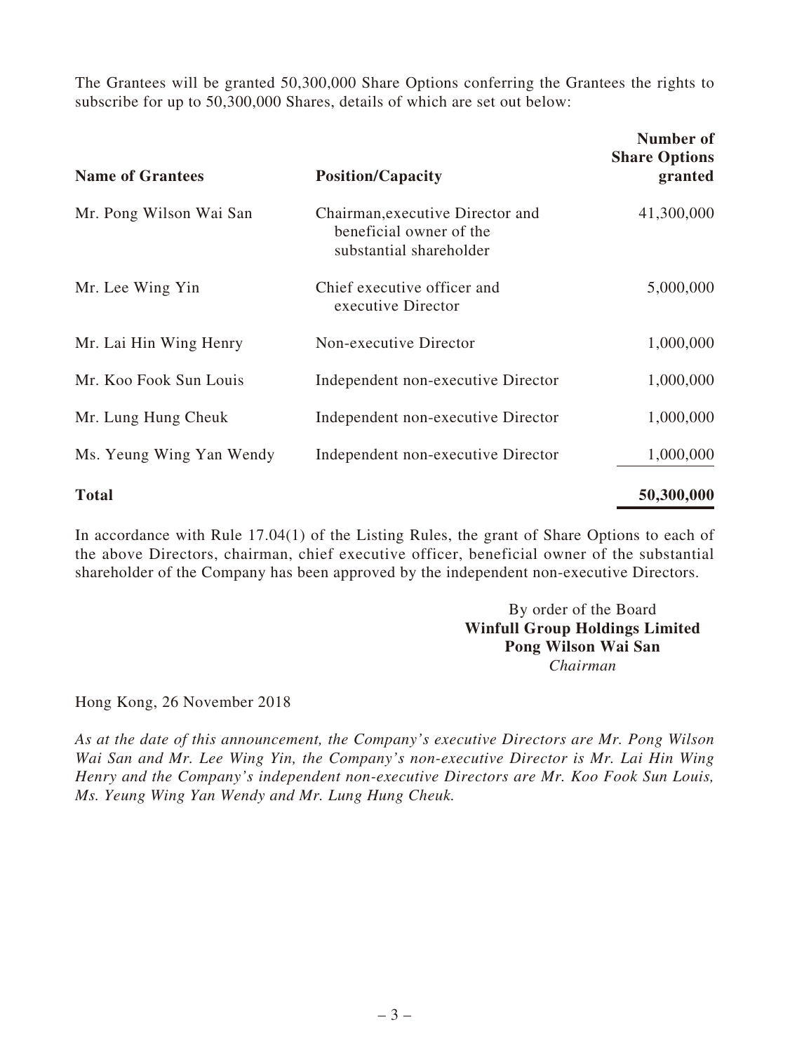The Grantees will be granted 50,300,000 Share Options conferring the Grantees the rights to subscribe for up to 50,300,000 Shares, details of which are set out below:

| Name of Grantees | Position/Capacity | Number of Share Options granted |
|---|---|---|
| Mr. Pong Wilson Wai San | Chairman,executive Director and beneficial owner of the substantial shareholder | 41,300,000 |
| Mr. Lee Wing Yin | Chief executive officer and executive Director | 5,000,000 |
| Mr. Lai Hin Wing Henry | Non-executive Director | 1,000,000 |
| Mr. Koo Fook Sun Louis | Independent non-executive Director | 1,000,000 |
| Mr. Lung Hung Cheuk | Independent non-executive Director | 1,000,000 |
| Ms. Yeung Wing Yan Wendy | Independent non-executive Director | 1,000,000 |
| **Total** | | **50,300,000** |

In accordance with Rule 17.04(1) of the Listing Rules, the grant of Share Options to each of the above Directors, chairman, chief executive officer, beneficial owner of the substantial shareholder of the Company has been approved by the independent non-executive Directors.

By order of the Board
**Winfull Group Holdings Limited**
**Pong Wilson Wai San**
*Chairman*

Hong Kong, 26 November 2018

*As at the date of this announcement, the Company's executive Directors are Mr. Pong Wilson Wai San and Mr. Lee Wing Yin, the Company's non-executive Director is Mr. Lai Hin Wing Henry and the Company's independent non-executive Directors are Mr. Koo Fook Sun Louis, Ms. Yeung Wing Yan Wendy and Mr. Lung Hung Cheuk.*